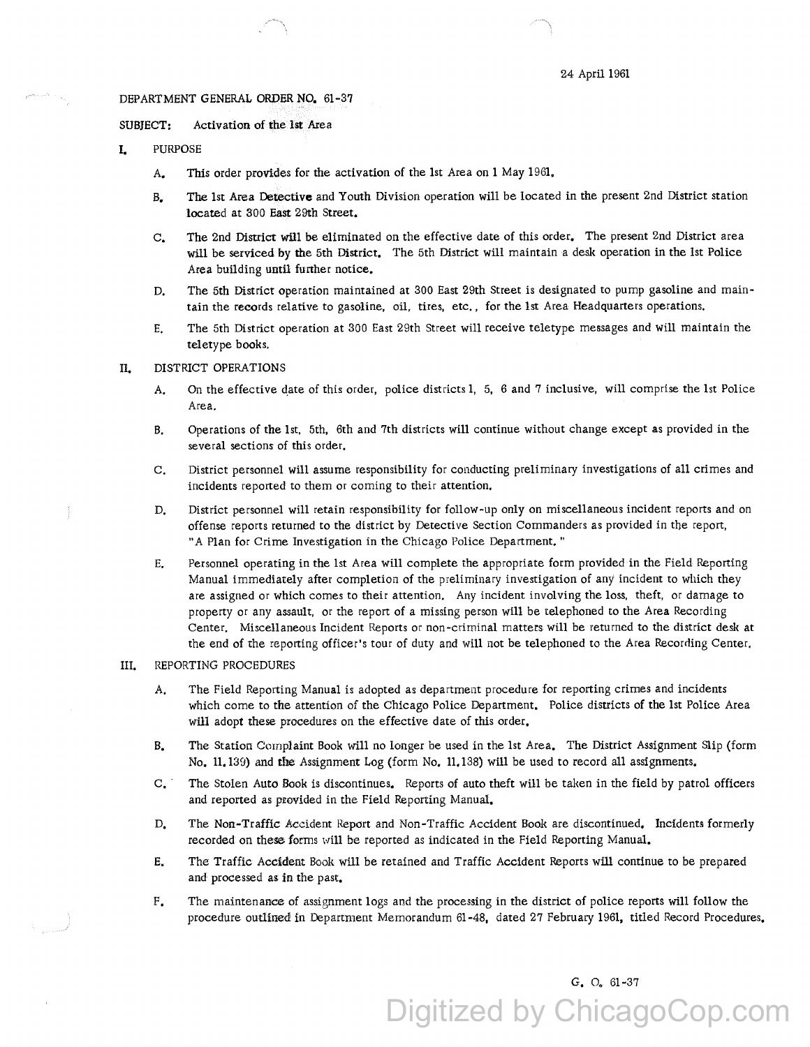24 April 1961

DEPARTMENT GENERAL ORDER NO. 61-37

SUBJECT: Activation of the 1st Area

I. PURPOSE

A. This order provides for the activation of the 1st Area on 1 May 1961.

B. The 1st Area Detective and Youth Division operation will be located in the present 2nd District station located at 300 East 29th Street.

C. The 2nd District will be eliminated on the effective date of this order. The present 2nd District area will be serviced by the 5th District. The 5th District will maintain a desk operation in the 1st Police Area building until further notice.

D. The 5th District operation maintained at 300 East 29th Street is designated to pump gasoline and maintain the records relative to gasoline, oil, tires, etc., for the 1st Area Headquarters operations.

E. The 5th District operation at 300 East 29th Street will receive teletype messages and will maintain the teletype books.

II. DISTRICT OPERATIONS

A. On the effective date of this order, police districts 1, 5, 6 and 7 inclusive, will comprise the 1st Police Area.

B. Operations of the 1st, 5th, 6th and 7th districts will continue without change except as provided in the several sections of this order.

C. District personnel will assume responsibility for conducting preliminary investigations of all crimes and incidents reported to them or coming to their attention.

D. District personnel will retain responsibility for follow-up only on miscellaneous incident reports and on offense reports returned to the district by Detective Section Commanders as provided in the report, "A Plan for Crime Investigation in the Chicago Police Department."

E. Personnel operating in the 1st Area will complete the appropriate form provided in the Field Reporting Manual immediately after completion of the preliminary investigation of any incident to which they are assigned or which comes to their attention. Any incident involving the loss, theft, or damage to property or any assault, or the report of a missing person will be telephoned to the Area Recording Center. Miscellaneous Incident Reports or non-criminal matters will be returned to the district desk at the end of the reporting officer's tour of duty and will not be telephoned to the Area Recording Center.

III. REPORTING PROCEDURES

A. The Field Reporting Manual is adopted as department procedure for reporting crimes and incidents which come to the attention of the Chicago Police Department. Police districts of the 1st Police Area will adopt these procedures on the effective date of this order.

B. The Station Complaint Book will no longer be used in the 1st Area. The District Assignment Slip (form No. 11.139) and the Assignment Log (form No. 11.138) will be used to record all assignments.

C. The Stolen Auto Book is discontinues. Reports of auto theft will be taken in the field by patrol officers and reported as provided in the Field Reporting Manual.

D. The Non-Traffic Accident Report and Non-Traffic Accident Book are discontinued. Incidents formerly recorded on these forms will be reported as indicated in the Field Reporting Manual.

E. The Traffic Accident Book will be retained and Traffic Accident Reports will continue to be prepared and processed as in the past.

F. The maintenance of assignment logs and the processing in the district of police reports will follow the procedure outlined in Department Memorandum 61-48, dated 27 February 1961, titled Record Procedures.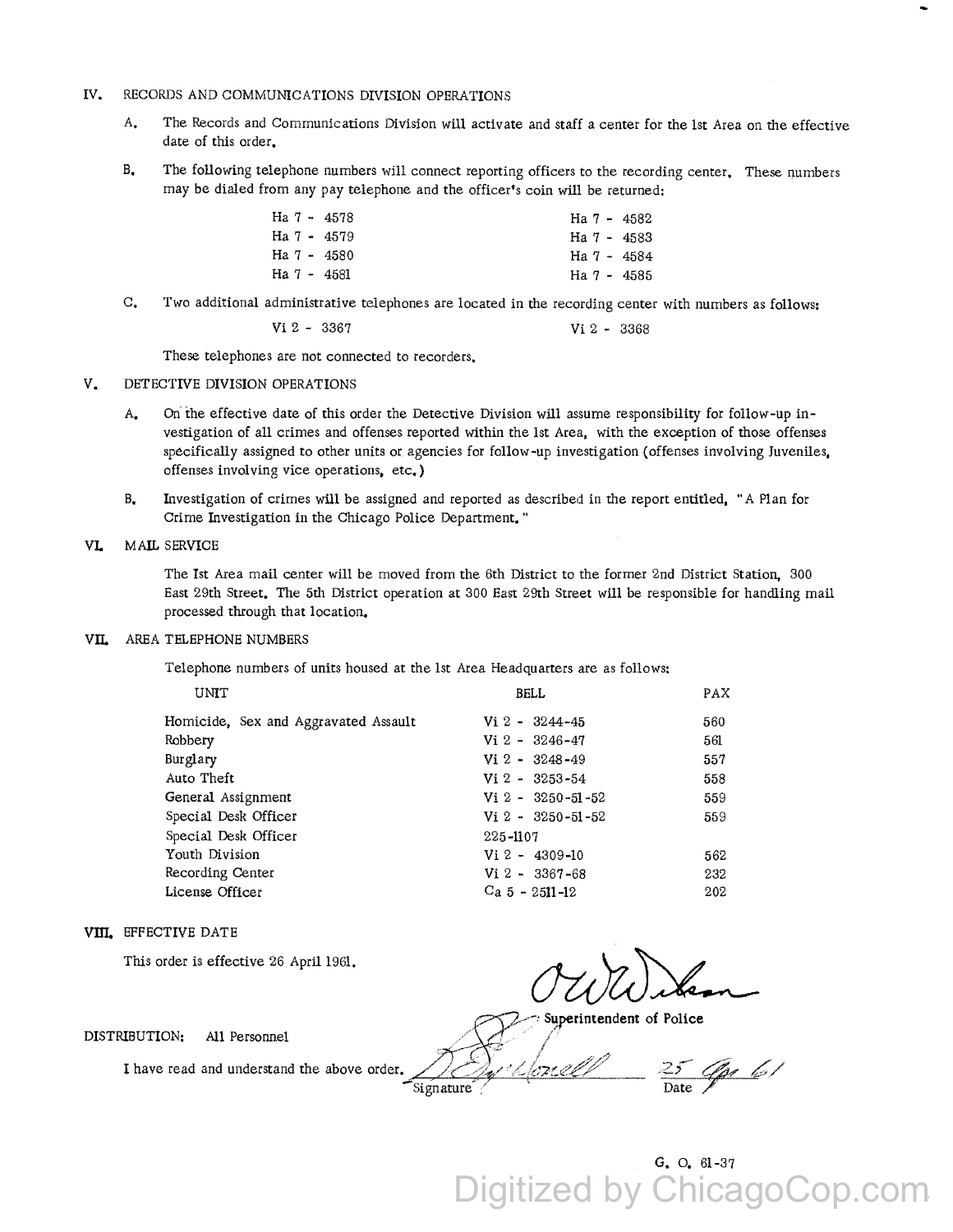## IV. RECORDS AND COMMUNICATIONS DIVISION OPERATIONS

A. The Records and Communications Division will activate and staff a center for the 1st Area on the effective date of this order.

B. The following telephone numbers will connect reporting officers to the recording center. These numbers may be dialed from any pay telephone and the officer's coin will be returned:

| | |
|---|---|
| Ha 7 - 4578 | Ha 7 - 4582 |
| Ha 7 - 4579 | Ha 7 - 4583 |
| Ha 7 - 4580 | Ha 7 - 4584 |
| Ha 7 - 4581 | Ha 7 - 4585 |

C. Two additional administrative telephones are located in the recording center with numbers as follows:

| | |
|---|---|
| Vi 2 - 3367 | Vi 2 - 3368 |

These telephones are not connected to recorders.

## V. DETECTIVE DIVISION OPERATIONS

A. On the effective date of this order the Detective Division will assume responsibility for follow-up investigation of all crimes and offenses reported within the 1st Area, with the exception of those offenses specifically assigned to other units or agencies for follow-up investigation (offenses involving Juveniles, offenses involving vice operations, etc.)

B. Investigation of crimes will be assigned and reported as described in the report entitled, "A Plan for Crime Investigation in the Chicago Police Department."

## VI. MAIL SERVICE

The Ist Area mail center will be moved from the 6th District to the former 2nd District Station, 300 East 29th Street. The 5th District operation at 300 East 29th Street will be responsible for handling mail processed through that location.

## VII. AREA TELEPHONE NUMBERS

Telephone numbers of units housed at the 1st Area Headquarters are as follows:

| UNIT | BELL | PAX |
|---|---|---|
| Homicide, Sex and Aggravated Assault | Vi 2 - 3244-45 | 560 |
| Robbery | Vi 2 - 3246-47 | 561 |
| Burglary | Vi 2 - 3248-49 | 557 |
| Auto Theft | Vi 2 - 3253-54 | 558 |
| General Assignment | Vi 2 - 3250-51-52 | 559 |
| Special Desk Officer | Vi 2 - 3250-51-52 | 559 |
| Special Desk Officer | 225-1107 | |
| Youth Division | Vi 2 - 4309-10 | 562 |
| Recording Center | Vi 2 - 3367-68 | 232 |
| License Officer | Ca 5 - 2511-12 | 202 |

## VIII. EFFECTIVE DATE

This order is effective 26 April 1961.

O. W. Wilson
Superintendent of Police

DISTRIBUTION: All Personnel

I have read and understand the above order. _______________ Signature _______________ Date 25 Apr 61

G. O. 61-37